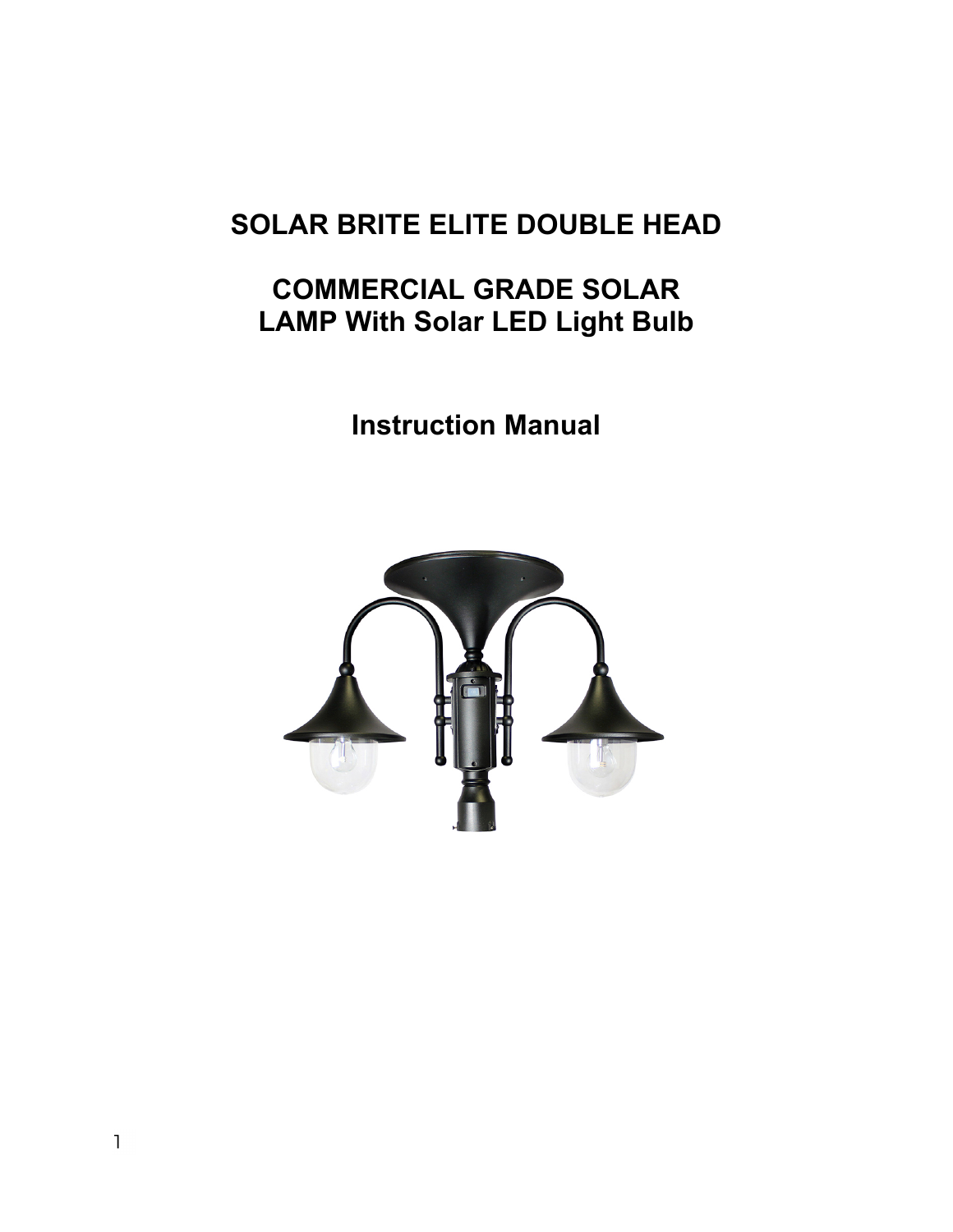# SOLAR BRITE ELITE DOUBLE HEAD

## COMMERCIAL GRADE SOLAR LAMP With Solar LED Light Bulb

## Instruction Manual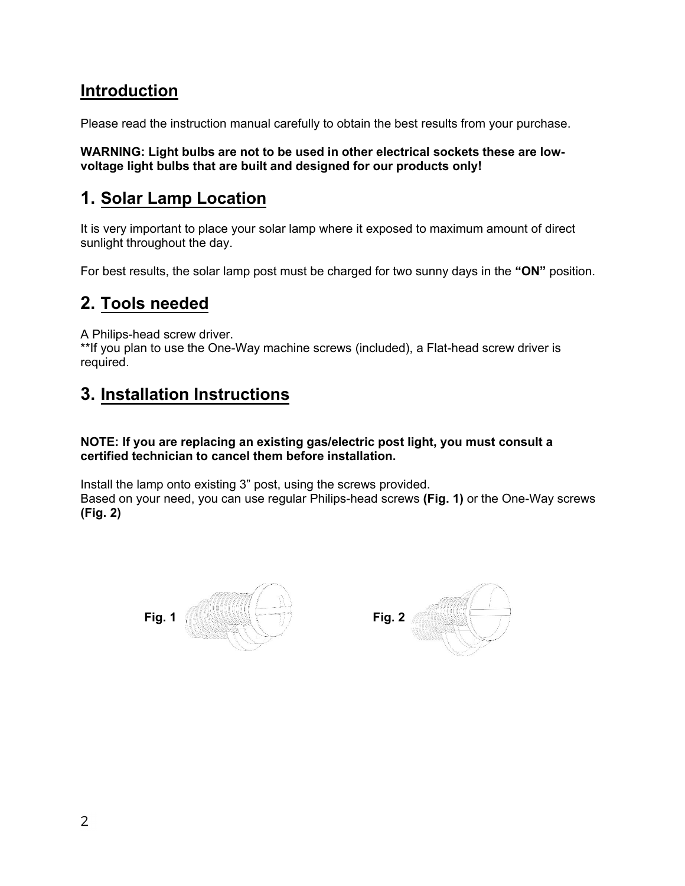## Introduction

Please read the instruction manual carefully to obtain the best results from your purchase.

**WARNING: Light bulbs are not to be used in other electrical sockets these are low-voltage light bulbs that are built and designed for our products only!**

## 1. Solar Lamp Location

It is very important to place your solar lamp where it exposed to maximum amount of direct sunlight throughout the day.

For best results, the solar lamp post must be charged for two sunny days in the **"ON"** position.

## 2. Tools needed

A Philips-head screw driver.
**If you plan to use the One-Way machine screws (included), a Flat-head screw driver is required.

## 3. Installation Instructions

**NOTE: If you are replacing an existing gas/electric post light, you must consult a certified technician to cancel them before installation.**

Install the lamp onto existing 3" post, using the screws provided.
Based on your need, you can use regular Philips-head screws **(Fig. 1)** or the One-Way screws **(Fig. 2)**

**Fig. 1**

**Fig. 2**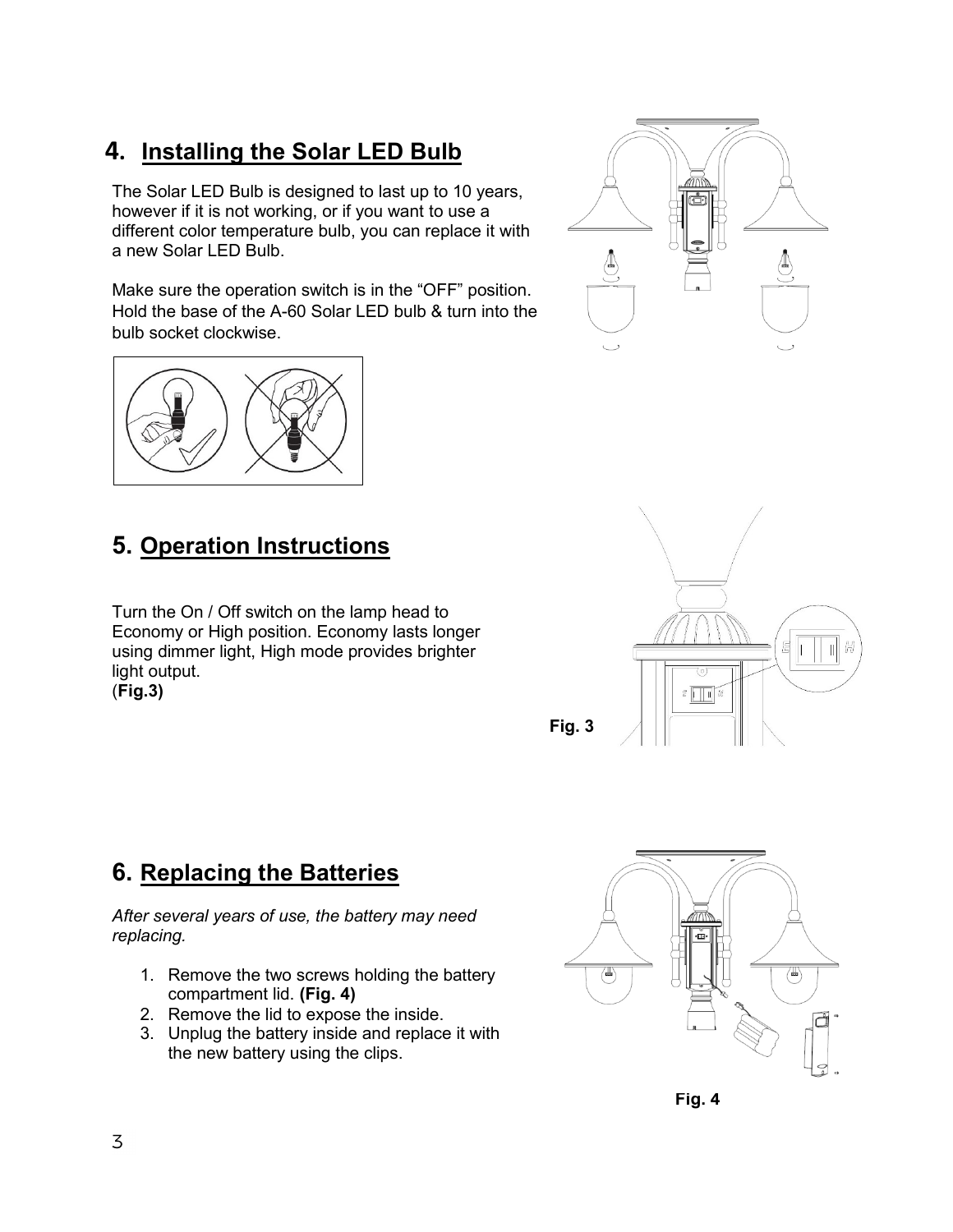## 4. Installing the Solar LED Bulb

The Solar LED Bulb is designed to last up to 10 years, however if it is not working, or if you want to use a different color temperature bulb, you can replace it with a new Solar LED Bulb.

Make sure the operation switch is in the "OFF" position. Hold the base of the A-60 Solar LED bulb & turn into the bulb socket clockwise.

## 5. Operation Instructions

Turn the On / Off switch on the lamp head to Economy or High position. Economy lasts longer using dimmer light, High mode provides brighter light output. (**Fig.3)**

**Fig. 3**

## 6. Replacing the Batteries

*After several years of use, the battery may need replacing.*

1. Remove the two screws holding the battery compartment lid. **(Fig. 4)**
2. Remove the lid to expose the inside.
3. Unplug the battery inside and replace it with the new battery using the clips.

**Fig. 4**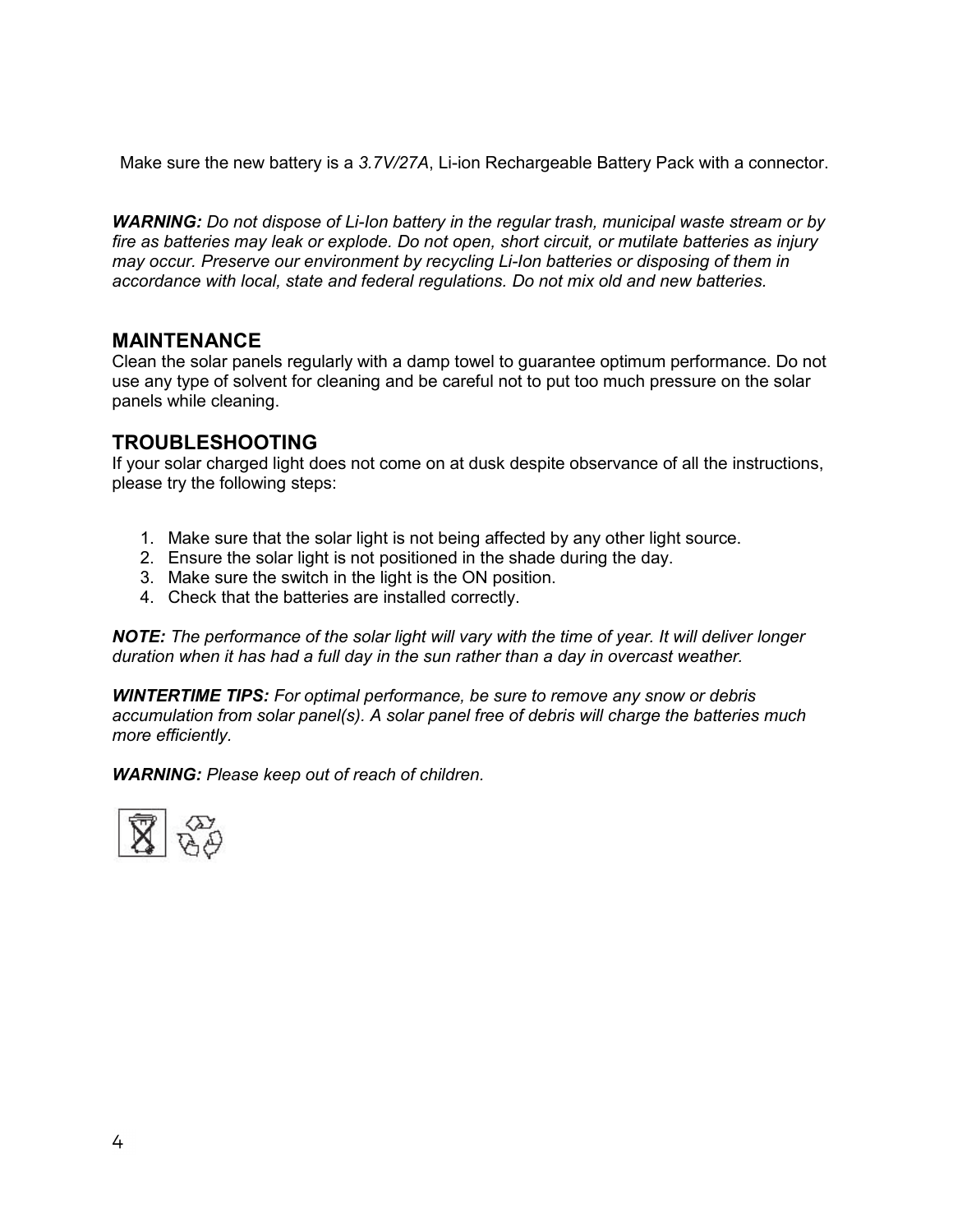Make sure the new battery is a *3.7V/27A*, Li-ion Rechargeable Battery Pack with a connector.

***WARNING:*** *Do not dispose of Li-Ion battery in the regular trash, municipal waste stream or by fire as batteries may leak or explode. Do not open, short circuit, or mutilate batteries as injury may occur. Preserve our environment by recycling Li-Ion batteries or disposing of them in accordance with local, state and federal regulations. Do not mix old and new batteries.*

## MAINTENANCE

Clean the solar panels regularly with a damp towel to guarantee optimum performance. Do not use any type of solvent for cleaning and be careful not to put too much pressure on the solar panels while cleaning.

## TROUBLESHOOTING

If your solar charged light does not come on at dusk despite observance of all the instructions, please try the following steps:

1. Make sure that the solar light is not being affected by any other light source.
2. Ensure the solar light is not positioned in the shade during the day.
3. Make sure the switch in the light is the ON position.
4. Check that the batteries are installed correctly.

***NOTE:*** *The performance of the solar light will vary with the time of year. It will deliver longer duration when it has had a full day in the sun rather than a day in overcast weather.*

***WINTERTIME TIPS:*** *For optimal performance, be sure to remove any snow or debris accumulation from solar panel(s). A solar panel free of debris will charge the batteries much more efficiently.*

***WARNING:*** *Please keep out of reach of children.*